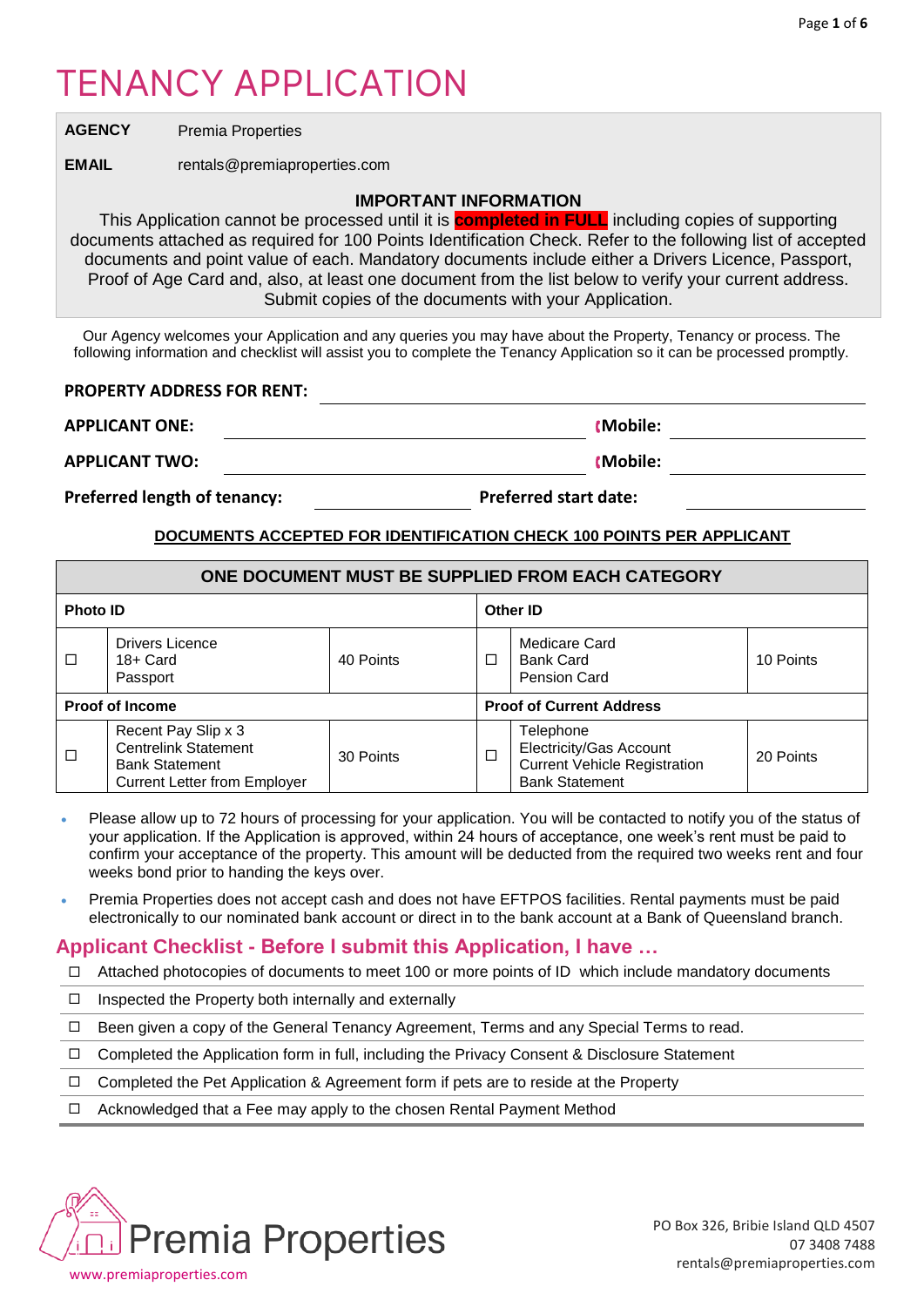# TENANCY APPLICATION

**AGENCY** Premia Properties

**EMAIL** rentals@premiaproperties.com

**IMPORTANT INFORMATION**

This Application cannot be processed until it is **completed in FULL** including copies of supporting documents attached as required for 100 Points Identification Check. Refer to the following list of accepted documents and point value of each. Mandatory documents include either a Drivers Licence, Passport, Proof of Age Card and, also, at least one document from the list below to verify your current address. Submit copies of the documents with your Application.

Our Agency welcomes your Application and any queries you may have about the Property, Tenancy or process. The following information and checklist will assist you to complete the Tenancy Application so it can be processed promptly.

**PROPERTY ADDRESS FOR RENT:** ____________________

**APPLICANT ONE:** ____________________ **Mobile:** ____________________

**APPLICANT TWO:** ____________________ **Mobile:** ____________________

**Preferred length of tenancy:** ____________ **Preferred start date:** ____________

**DOCUMENTS ACCEPTED FOR IDENTIFICATION CHECK 100 POINTS PER APPLICANT**

| ONE DOCUMENT MUST BE SUPPLIED FROM EACH CATEGORY | | | | | |
|---|---|---|---|---|---|
| **Photo ID** | | | **Other ID** | | |
| ☐ | Drivers Licence<br>18+ Card<br>Passport | 40 Points | ☐ | Medicare Card<br>Bank Card<br>Pension Card | 10 Points |
| **Proof of Income** | | | **Proof of Current Address** | | |
| ☐ | Recent Pay Slip x 3<br>Centrelink Statement<br>Bank Statement<br>Current Letter from Employer | 30 Points | ☐ | Telephone<br>Electricity/Gas Account<br>Current Vehicle Registration<br>Bank Statement | 20 Points |

- Please allow up to 72 hours of processing for your application. You will be contacted to notify you of the status of your application. If the Application is approved, within 24 hours of acceptance, one week's rent must be paid to confirm your acceptance of the property. This amount will be deducted from the required two weeks rent and four weeks bond prior to handing the keys over.
- Premia Properties does not accept cash and does not have EFTPOS facilities. Rental payments must be paid electronically to our nominated bank account or direct in to the bank account at a Bank of Queensland branch.

## Applicant Checklist - Before I submit this Application, I have …

- ☐ Attached photocopies of documents to meet 100 or more points of ID which include mandatory documents
- ☐ Inspected the Property both internally and externally
- ☐ Been given a copy of the General Tenancy Agreement, Terms and any Special Terms to read.
- ☐ Completed the Application form in full, including the Privacy Consent & Disclosure Statement
- ☐ Completed the Pet Application & Agreement form if pets are to reside at the Property
- ☐ Acknowledged that a Fee may apply to the chosen Rental Payment Method

Premia Properties
www.premiaproperties.com

PO Box 326, Bribie Island QLD 4507
07 3408 7488
rentals@premiaproperties.com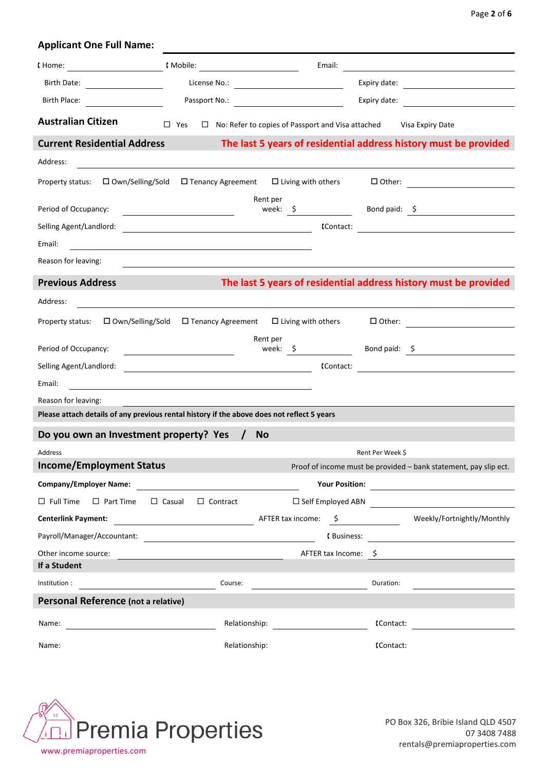**Applicint One Full Name:** ___________________________

☎ Home: ______________ ☎ Mobile: ______________ Email: ______________

Birth Date: ______________ License No.: ______________ Expiry date: ______________

Birth Place: ______________ Passport No.: ______________ Expiry date: ______________

**Australian Citizen** ☐ Yes ☐ No: Refer to copies of Passport and Visa attached Visa Expiry Date

## Current Residential Address — The last 5 years of residential address history must be provided

Address: ___________________________

Property status: ☐ Own/Selling/Sold ☐ Tenancy Agreement ☐ Living with others ☐ Other: ______________

Period of Occupancy: ______________ Rent per week: $ ______________ Bond paid: $ ______________

Selling Agent/Landlord: ______________ ☎Contact: ______________

Email: ______________

Reason for leaving: ______________

## Previous Address — The last 5 years of residential address history must be provided

Address: ___________________________

Property status: ☐ Own/Selling/Sold ☐ Tenancy Agreement ☐ Living with others ☐ Other: ______________

Period of Occupancy: ______________ Rent per week: $ ______________ Bond paid: $ ______________

Selling Agent/Landlord: ______________ ☎Contact: ______________

Email: ______________

Reason for leaving: ______________

**Please attach details of any previous rental history if the above does not reflect 5 years**

## Do you own an Investment property? Yes / No

Address Rent Per Week $

## Income/Employment Status

Proof of income must be provided – bank statement, pay slip ect.

**Company/Employer Name:** ______________ **Your Position:** ______________

☐ Full Time ☐ Part Time ☐ Casual ☐ Contract ☐ Self Employed ABN ______________

**Centerlink Payment:** ______________ AFTER tax income: $ ______________ Weekly/Fortnightly/Monthly

Payroll/Manager/Accountant: ______________ ☎ Business: ______________

Other income source: ______________ AFTER tax Income: $ ______________

**If a Student**

Institution : ______________ Course: ______________ Duration: ______________

## Personal Reference (not a relative)

Name: ______________ Relationship: ______________ ☎Contact: ______________

Name: ______________ Relationship: ______________ ☎Contact: ______________

Premia Properties
www.premiaproperties.com

PO Box 326, Bribie Island QLD 4507
07 3408 7488
rentals@premiaproperties.com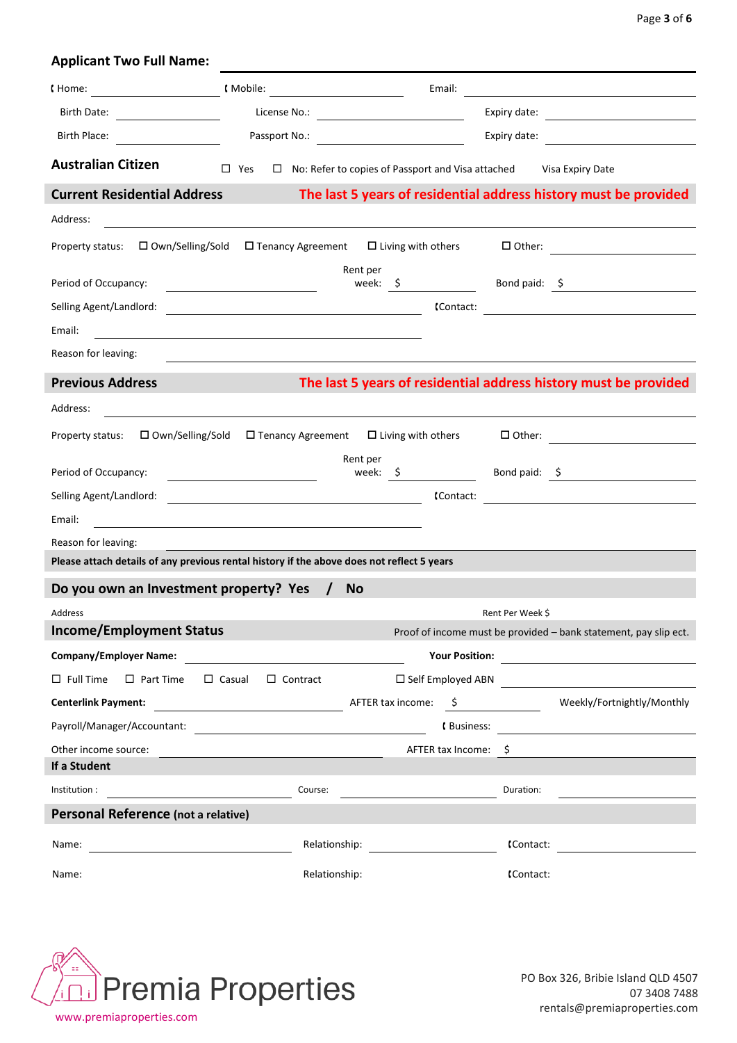**Applicant Two Full Name:** ______________________

☎ Home: ______________ ☎ Mobile: ______________ Email: ______________

Birth Date: ______________ License No.: ______________ Expiry date: ______________

Birth Place: ______________ Passport No.: ______________ Expiry date: ______________

**Australian Citizen** ☐ Yes ☐ No: Refer to copies of Passport and Visa attached Visa Expiry Date

## Current Residential Address

**The last 5 years of residential address history must be provided**

Address: ______________________________

Property status: ☐ Own/Selling/Sold ☐ Tenancy Agreement ☐ Living with others ☐ Other: ______________

Period of Occupancy: ______________ Rent per week: $ ______________ Bond paid: $ ______________

Selling Agent/Landlord: ______________ ☎Contact: ______________

Email: ______________

Reason for leaving: ______________________________

## Previous Address

**The last 5 years of residential address history must be provided**

Address: ______________________________

Property status: ☐ Own/Selling/Sold ☐ Tenancy Agreement ☐ Living with others ☐ Other: ______________

Period of Occupancy: ______________ Rent per week: $ ______________ Bond paid: $ ______________

Selling Agent/Landlord: ______________ ☎Contact: ______________

Email: ______________

Reason for leaving: ______________________________

**Please attach details of any previous rental history if the above does not reflect 5 years**

## Do you own an Investment property? Yes / No

Address Rent Per Week $

## Income/Employment Status

Proof of income must be provided – bank statement, pay slip ect.

**Company/Employer Name:** ______________ **Your Position:** ______________

☐ Full Time ☐ Part Time ☐ Casual ☐ Contract ☐ Self Employed ABN ______________

**Centerlink Payment:** ______________ AFTER tax income: $ ______________ Weekly/Fortnightly/Monthly

Payroll/Manager/Accountant: ______________ ☎ Business: ______________

Other income source: ______________ AFTER tax Income: $ ______________

**If a Student**

Institution : ______________ Course: ______________ Duration: ______________

## Personal Reference (not a relative)

Name: ______________ Relationship: ______________ ☎Contact: ______________

Name: ______________ Relationship: ______________ ☎Contact: ______________

Premia Properties
www.premiaproperties.com

PO Box 326, Bribie Island QLD 4507
07 3408 7488
rentals@premiaproperties.com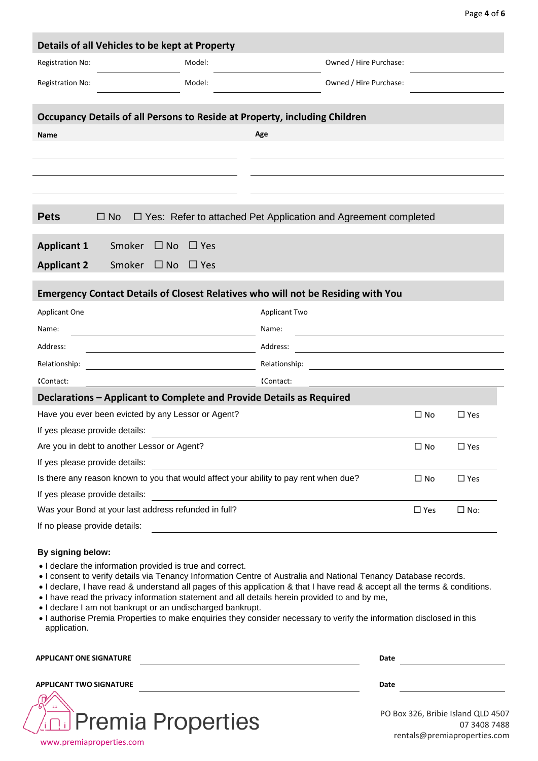## Details of all Vehicles to be kept at Property

| Registration No: | | Model: | | Owned / Hire Purchase: | |
|---|---|---|---|---|---|
| Registration No: | | Model: | | Owned / Hire Purchase: | |

## Occupancy Details of all Persons to Reside at Property, including Children

| Name | Age |
|---|---|
| | |
| | |
| | |

## Pets ☐ No ☐ Yes: Refer to attached Pet Application and Agreement completed

**Applicant 1** Smoker ☐ No ☐ Yes

**Applicant 2** Smoker ☐ No ☐ Yes

## Emergency Contact Details of Closest Relatives who will not be Residing with You

| Applicant One | | Applicant Two | |
|---|---|---|---|
| Name: | | Name: | |
| Address: | | Address: | |
| Relationship: | | Relationship: | |
| ✆Contact: | | ✆Contact: | |

## Declarations – Applicant to Complete and Provide Details as Required

Have you ever been evicted by any Lessor or Agent? ☐ No ☐ Yes

If yes please provide details: ______________________

Are you in debt to another Lessor or Agent? ☐ No ☐ Yes

If yes please provide details: ______________________

Is there any reason known to you that would affect your ability to pay rent when due? ☐ No ☐ Yes

If yes please provide details: ______________________

Was your Bond at your last address refunded in full? ☐ Yes ☐ No:

If no please provide details: ______________________

**By signing below:**

- I declare the information provided is true and correct.
- I consent to verify details via Tenancy Information Centre of Australia and National Tenancy Database records.
- I declare, I have read & understand all pages of this application & that I have read & accept all the terms & conditions.
- I have read the privacy information statement and all details herein provided to and by me,
- I declare I am not bankrupt or an undischarged bankrupt.
- I authorise Premia Properties to make enquiries they consider necessary to verify the information disclosed in this application.

**APPLICANT ONE SIGNATURE** ______________________ **Date** __________

**APPLICANT TWO SIGNATURE** ______________________ **Date** __________

Premia Properties

www.premiaproperties.com

PO Box 326, Bribie Island QLD 4507
07 3408 7488
rentals@premiaproperties.com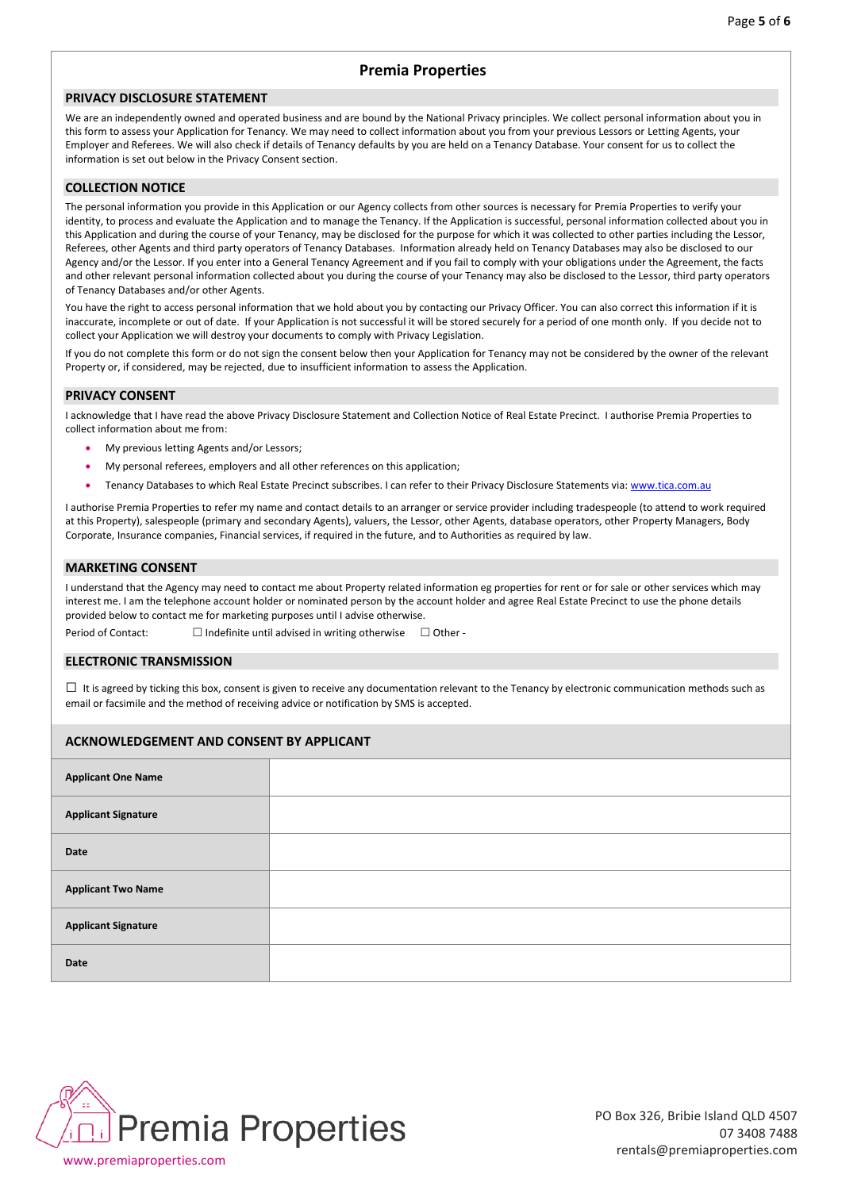# Premia Properties

## PRIVACY DISCLOSURE STATEMENT

We are an independently owned and operated business and are bound by the National Privacy principles. We collect personal information about you in this form to assess your Application for Tenancy. We may need to collect information about you from your previous Lessors or Letting Agents, your Employer and Referees. We will also check if details of Tenancy defaults by you are held on a Tenancy Database. Your consent for us to collect the information is set out below in the Privacy Consent section.

## COLLECTION NOTICE

The personal information you provide in this Application or our Agency collects from other sources is necessary for Premia Properties to verify your identity, to process and evaluate the Application and to manage the Tenancy. If the Application is successful, personal information collected about you in this Application and during the course of your Tenancy, may be disclosed for the purpose for which it was collected to other parties including the Lessor, Referees, other Agents and third party operators of Tenancy Databases. Information already held on Tenancy Databases may also be disclosed to our Agency and/or the Lessor. If you enter into a General Tenancy Agreement and if you fail to comply with your obligations under the Agreement, the facts and other relevant personal information collected about you during the course of your Tenancy may also be disclosed to the Lessor, third party operators of Tenancy Databases and/or other Agents.

You have the right to access personal information that we hold about you by contacting our Privacy Officer. You can also correct this information if it is inaccurate, incomplete or out of date. If your Application is not successful it will be stored securely for a period of one month only. If you decide not to collect your Application we will destroy your documents to comply with Privacy Legislation.

If you do not complete this form or do not sign the consent below then your Application for Tenancy may not be considered by the owner of the relevant Property or, if considered, may be rejected, due to insufficient information to assess the Application.

## PRIVACY CONSENT

I acknowledge that I have read the above Privacy Disclosure Statement and Collection Notice of Real Estate Precinct. I authorise Premia Properties to collect information about me from:

- My previous letting Agents and/or Lessors;
- My personal referees, employers and all other references on this application;
- Tenancy Databases to which Real Estate Precinct subscribes. I can refer to their Privacy Disclosure Statements via: www.tica.com.au

I authorise Premia Properties to refer my name and contact details to an arranger or service provider including tradespeople (to attend to work required at this Property), salespeople (primary and secondary Agents), valuers, the Lessor, other Agents, database operators, other Property Managers, Body Corporate, Insurance companies, Financial services, if required in the future, and to Authorities as required by law.

## MARKETING CONSENT

I understand that the Agency may need to contact me about Property related information eg properties for rent or for sale or other services which may interest me. I am the telephone account holder or nominated person by the account holder and agree Real Estate Precinct to use the phone details provided below to contact me for marketing purposes until I advise otherwise.

Period of Contact: ☐ Indefinite until advised in writing otherwise ☐ Other -

## ELECTRONIC TRANSMISSION

☐ It is agreed by ticking this box, consent is given to receive any documentation relevant to the Tenancy by electronic communication methods such as email or facsimile and the method of receiving advice or notification by SMS is accepted.

## ACKNOWLEDGEMENT AND CONSENT BY APPLICANT

| | |
|---|---|
| **Applicant One Name** | |
| **Applicant Signature** | |
| **Date** | |
| **Applicant Two Name** | |
| **Applicant Signature** | |
| **Date** | |

Premia Properties
www.premiaproperties.com

PO Box 326, Bribie Island QLD 4507
07 3408 7488
rentals@premiaproperties.com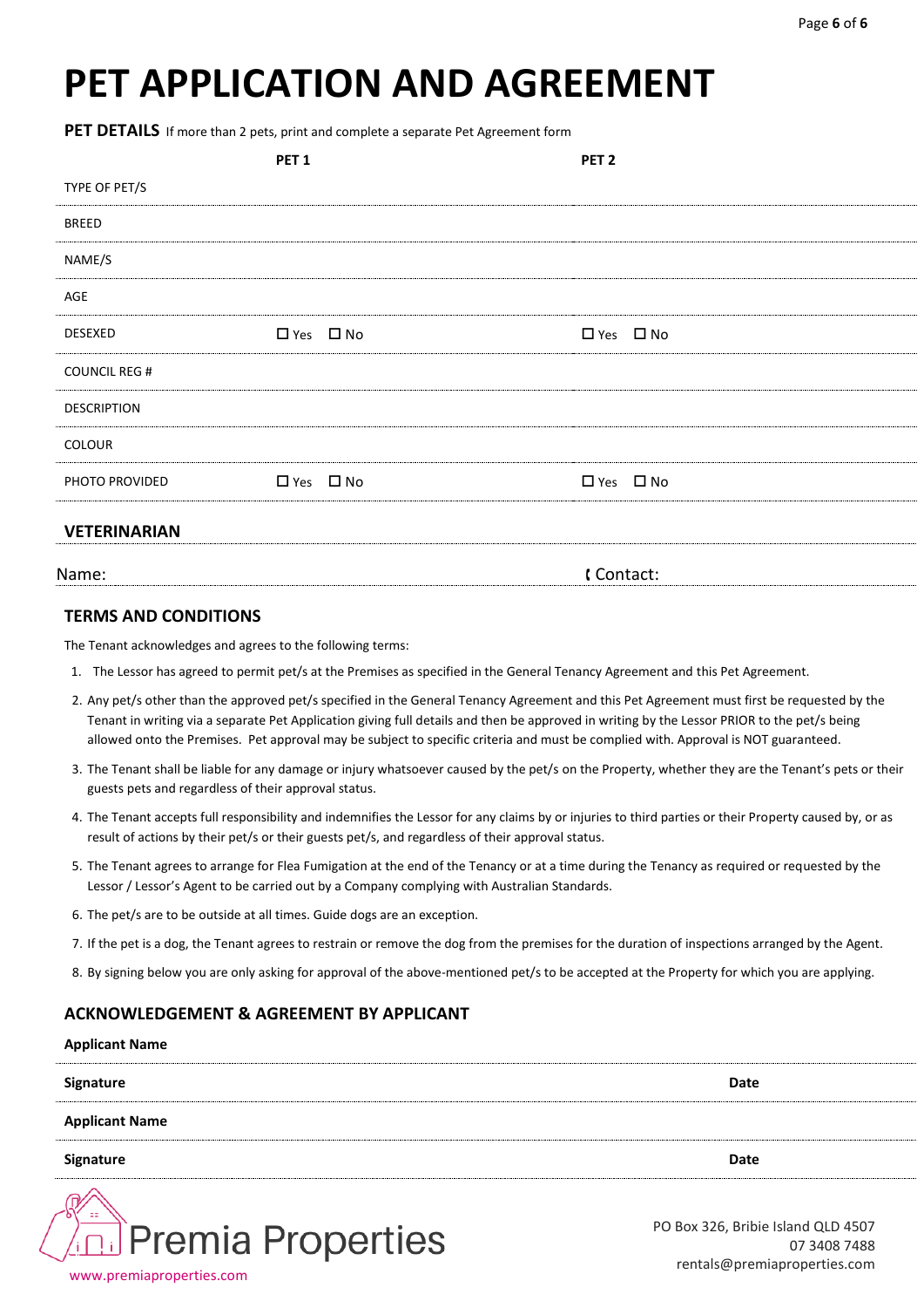# PET APPLICATION AND AGREEMENT

**PET DETAILS** If more than 2 pets, print and complete a separate Pet Agreement form

| | PET 1 | PET 2 |
|---|---|---|
| TYPE OF PET/S | | |
| BREED | | |
| NAME/S | | |
| AGE | | |
| DESEXED | ☐ Yes ☐ No | ☐ Yes ☐ No |
| COUNCIL REG # | | |
| DESCRIPTION | | |
| COLOUR | | |
| PHOTO PROVIDED | ☐ Yes ☐ No | ☐ Yes ☐ No |

## VETERINARIAN

Name: Contact:

## TERMS AND CONDITIONS

The Tenant acknowledges and agrees to the following terms:

1. The Lessor has agreed to permit pet/s at the Premises as specified in the General Tenancy Agreement and this Pet Agreement.
2. Any pet/s other than the approved pet/s specified in the General Tenancy Agreement and this Pet Agreement must first be requested by the Tenant in writing via a separate Pet Application giving full details and then be approved in writing by the Lessor PRIOR to the pet/s being allowed onto the Premises. Pet approval may be subject to specific criteria and must be complied with. Approval is NOT guaranteed.
3. The Tenant shall be liable for any damage or injury whatsoever caused by the pet/s on the Property, whether they are the Tenant's pets or their guests pets and regardless of their approval status.
4. The Tenant accepts full responsibility and indemnifies the Lessor for any claims by or injuries to third parties or their Property caused by, or as result of actions by their pet/s or their guests pet/s, and regardless of their approval status.
5. The Tenant agrees to arrange for Flea Fumigation at the end of the Tenancy or at a time during the Tenancy as required or requested by the Lessor / Lessor's Agent to be carried out by a Company complying with Australian Standards.
6. The pet/s are to be outside at all times. Guide dogs are an exception.
7. If the pet is a dog, the Tenant agrees to restrain or remove the dog from the premises for the duration of inspections arranged by the Agent.
8. By signing below you are only asking for approval of the above-mentioned pet/s to be accepted at the Property for which you are applying.

## ACKNOWLEDGEMENT & AGREEMENT BY APPLICANT

**Applicant Name**

**Signature** **Date**

**Applicant Name**

**Signature** **Date**

Premia Properties

www.premiaproperties.com

PO Box 326, Bribie Island QLD 4507
07 3408 7488
rentals@premiaproperties.com